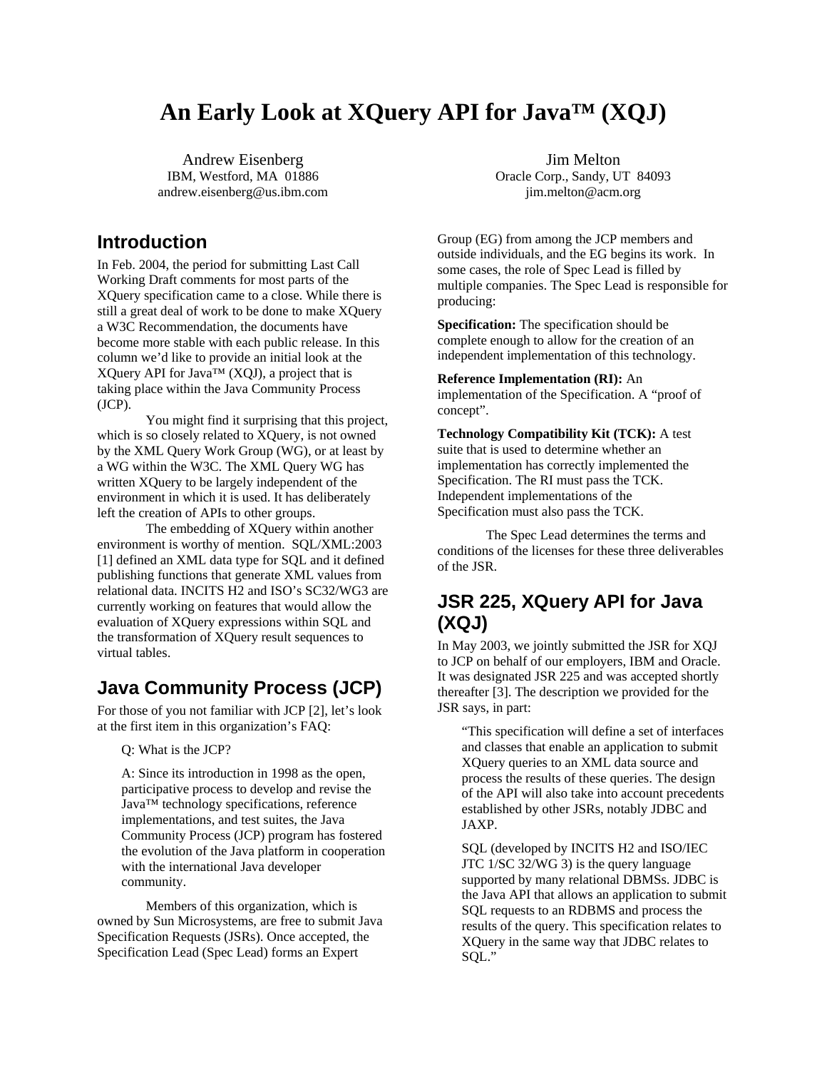# An Early Look at XQuery API for Java™ (XQJ)

Andrew Eisenberg
IBM, Westford, MA 01886
andrew.eisenberg@us.ibm.com

Jim Melton
Oracle Corp., Sandy, UT 84093
jim.melton@acm.org

## Introduction

In Feb. 2004, the period for submitting Last Call Working Draft comments for most parts of the XQuery specification came to a close. While there is still a great deal of work to be done to make XQuery a W3C Recommendation, the documents have become more stable with each public release. In this column we'd like to provide an initial look at the XQuery API for Java™ (XQJ), a project that is taking place within the Java Community Process (JCP).

You might find it surprising that this project, which is so closely related to XQuery, is not owned by the XML Query Work Group (WG), or at least by a WG within the W3C. The XML Query WG has written XQuery to be largely independent of the environment in which it is used. It has deliberately left the creation of APIs to other groups.

The embedding of XQuery within another environment is worthy of mention. SQL/XML:2003 [1] defined an XML data type for SQL and it defined publishing functions that generate XML values from relational data. INCITS H2 and ISO's SC32/WG3 are currently working on features that would allow the evaluation of XQuery expressions within SQL and the transformation of XQuery result sequences to virtual tables.

## Java Community Process (JCP)

For those of you not familiar with JCP [2], let's look at the first item in this organization's FAQ:

> Q: What is the JCP?
>
> A: Since its introduction in 1998 as the open, participative process to develop and revise the Java™ technology specifications, reference implementations, and test suites, the Java Community Process (JCP) program has fostered the evolution of the Java platform in cooperation with the international Java developer community.

Members of this organization, which is owned by Sun Microsystems, are free to submit Java Specification Requests (JSRs). Once accepted, the Specification Lead (Spec Lead) forms an Expert Group (EG) from among the JCP members and outside individuals, and the EG begins its work. In some cases, the role of Spec Lead is filled by multiple companies. The Spec Lead is responsible for producing:

**Specification:** The specification should be complete enough to allow for the creation of an independent implementation of this technology.

**Reference Implementation (RI):** An implementation of the Specification. A "proof of concept".

**Technology Compatibility Kit (TCK):** A test suite that is used to determine whether an implementation has correctly implemented the Specification. The RI must pass the TCK. Independent implementations of the Specification must also pass the TCK.

The Spec Lead determines the terms and conditions of the licenses for these three deliverables of the JSR.

## JSR 225, XQuery API for Java (XQJ)

In May 2003, we jointly submitted the JSR for XQJ to JCP on behalf of our employers, IBM and Oracle. It was designated JSR 225 and was accepted shortly thereafter [3]. The description we provided for the JSR says, in part:

> "This specification will define a set of interfaces and classes that enable an application to submit XQuery queries to an XML data source and process the results of these queries. The design of the API will also take into account precedents established by other JSRs, notably JDBC and JAXP.
>
> SQL (developed by INCITS H2 and ISO/IEC JTC 1/SC 32/WG 3) is the query language supported by many relational DBMSs. JDBC is the Java API that allows an application to submit SQL requests to an RDBMS and process the results of the query. This specification relates to XQuery in the same way that JDBC relates to SQL."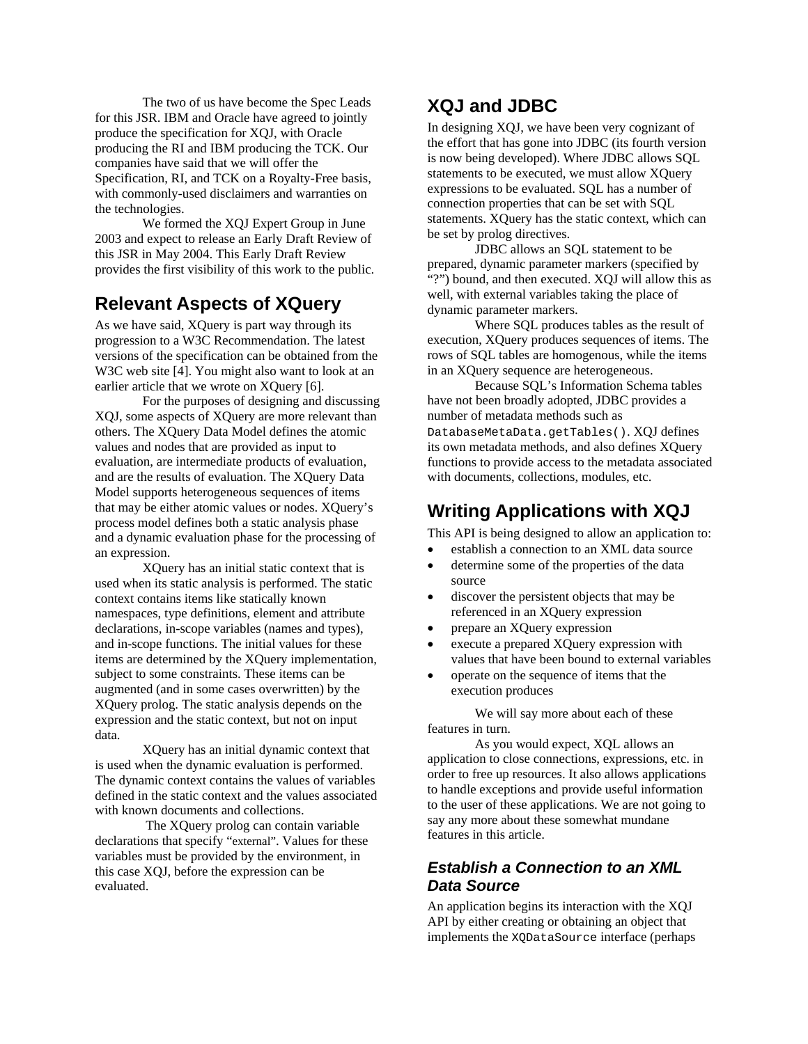The two of us have become the Spec Leads for this JSR. IBM and Oracle have agreed to jointly produce the specification for XQJ, with Oracle producing the RI and IBM producing the TCK. Our companies have said that we will offer the Specification, RI, and TCK on a Royalty-Free basis, with commonly-used disclaimers and warranties on the technologies.

We formed the XQJ Expert Group in June 2003 and expect to release an Early Draft Review of this JSR in May 2004. This Early Draft Review provides the first visibility of this work to the public.

## Relevant Aspects of XQuery

As we have said, XQuery is part way through its progression to a W3C Recommendation. The latest versions of the specification can be obtained from the W3C web site [4]. You might also want to look at an earlier article that we wrote on XQuery [6].

For the purposes of designing and discussing XQJ, some aspects of XQuery are more relevant than others. The XQuery Data Model defines the atomic values and nodes that are provided as input to evaluation, are intermediate products of evaluation, and are the results of evaluation. The XQuery Data Model supports heterogeneous sequences of items that may be either atomic values or nodes. XQuery's process model defines both a static analysis phase and a dynamic evaluation phase for the processing of an expression.

XQuery has an initial static context that is used when its static analysis is performed. The static context contains items like statically known namespaces, type definitions, element and attribute declarations, in-scope variables (names and types), and in-scope functions. The initial values for these items are determined by the XQuery implementation, subject to some constraints. These items can be augmented (and in some cases overwritten) by the XQuery prolog. The static analysis depends on the expression and the static context, but not on input data.

XQuery has an initial dynamic context that is used when the dynamic evaluation is performed. The dynamic context contains the values of variables defined in the static context and the values associated with known documents and collections.

The XQuery prolog can contain variable declarations that specify "external". Values for these variables must be provided by the environment, in this case XQJ, before the expression can be evaluated.

## XQJ and JDBC

In designing XQJ, we have been very cognizant of the effort that has gone into JDBC (its fourth version is now being developed). Where JDBC allows SQL statements to be executed, we must allow XQuery expressions to be evaluated. SQL has a number of connection properties that can be set with SQL statements. XQuery has the static context, which can be set by prolog directives.

JDBC allows an SQL statement to be prepared, dynamic parameter markers (specified by "?") bound, and then executed. XQJ will allow this as well, with external variables taking the place of dynamic parameter markers.

Where SQL produces tables as the result of execution, XQuery produces sequences of items. The rows of SQL tables are homogenous, while the items in an XQuery sequence are heterogeneous.

Because SQL's Information Schema tables have not been broadly adopted, JDBC provides a number of metadata methods such as `DatabaseMetaData.getTables()`. XQJ defines its own metadata methods, and also defines XQuery functions to provide access to the metadata associated with documents, collections, modules, etc.

## Writing Applications with XQJ

This API is being designed to allow an application to:

- establish a connection to an XML data source
- determine some of the properties of the data source
- discover the persistent objects that may be referenced in an XQuery expression
- prepare an XQuery expression
- execute a prepared XQuery expression with values that have been bound to external variables
- operate on the sequence of items that the execution produces

We will say more about each of these features in turn.

As you would expect, XQL allows an application to close connections, expressions, etc. in order to free up resources. It also allows applications to handle exceptions and provide useful information to the user of these applications. We are not going to say any more about these somewhat mundane features in this article.

### *Establish a Connection to an XML Data Source*

An application begins its interaction with the XQJ API by either creating or obtaining an object that implements the `XQDataSource` interface (perhaps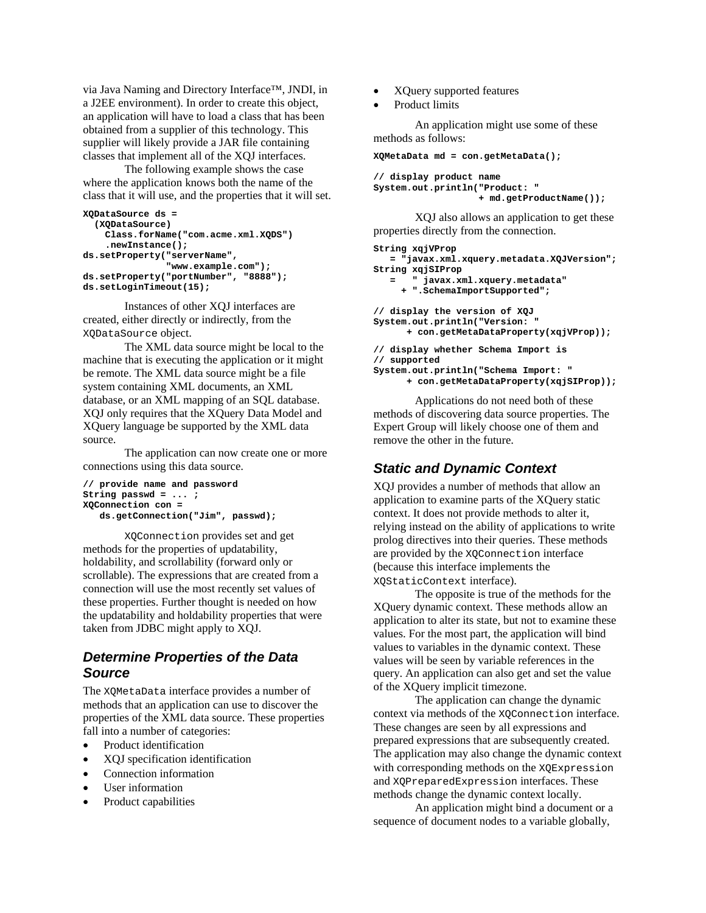via Java Naming and Directory Interface™, JNDI, in a J2EE environment). In order to create this object, an application will have to load a class that has been obtained from a supplier of this technology. This supplier will likely provide a JAR file containing classes that implement all of the XQJ interfaces.

The following example shows the case where the application knows both the name of the class that it will use, and the properties that it will set.

```
XQDataSource ds =
  (XQDataSource)
    Class.forName("com.acme.xml.XQDS")
    .newInstance();
ds.setProperty("serverName",
               "www.example.com");
ds.setProperty("portNumber", "8888");
ds.setLoginTimeout(15);
```

Instances of other XQJ interfaces are created, either directly or indirectly, from the `XQDataSource` object.

The XML data source might be local to the machine that is executing the application or it might be remote. The XML data source might be a file system containing XML documents, an XML database, or an XML mapping of an SQL database. XQJ only requires that the XQuery Data Model and XQuery language be supported by the XML data source.

The application can now create one or more connections using this data source.

```
// provide name and password
String passwd = ... ;
XQConnection con =
   ds.getConnection("Jim", passwd);
```

`XQConnection` provides set and get methods for the properties of updatability, holdability, and scrollability (forward only or scrollable). The expressions that are created from a connection will use the most recently set values of these properties. Further thought is needed on how the updatability and holdability properties that were taken from JDBC might apply to XQJ.

## Determine Properties of the Data Source

The `XQMetaData` interface provides a number of methods that an application can use to discover the properties of the XML data source. These properties fall into a number of categories:

- Product identification
- XQJ specification identification
- Connection information
- User information
- Product capabilities
- XQuery supported features
- Product limits

An application might use some of these methods as follows:

```
XQMetaData md = con.getMetaData();

// display product name
System.out.println("Product: "
                   + md.getProductName());
```

XQJ also allows an application to get these properties directly from the connection.

```
String xqjVProp
   = "javax.xml.xquery.metadata.XQJVersion";
String xqjSIProp
   =   " javax.xml.xquery.metadata"
     + ".SchemaImportSupported";

// display the version of XQJ
System.out.println("Version: "
      + con.getMetaDataProperty(xqjVProp));

// display whether Schema Import is
// supported
System.out.println("Schema Import: "
      + con.getMetaDataProperty(xqjSIProp));
```

Applications do not need both of these methods of discovering data source properties. The Expert Group will likely choose one of them and remove the other in the future.

## Static and Dynamic Context

XQJ provides a number of methods that allow an application to examine parts of the XQuery static context. It does not provide methods to alter it, relying instead on the ability of applications to write prolog directives into their queries. These methods are provided by the `XQConnection` interface (because this interface implements the `XQStaticContext` interface).

The opposite is true of the methods for the XQuery dynamic context. These methods allow an application to alter its state, but not to examine these values. For the most part, the application will bind values to variables in the dynamic context. These values will be seen by variable references in the query. An application can also get and set the value of the XQuery implicit timezone.

The application can change the dynamic context via methods of the `XQConnection` interface. These changes are seen by all expressions and prepared expressions that are subsequently created. The application may also change the dynamic context with corresponding methods on the `XQExpression` and `XQPreparedExpression` interfaces. These methods change the dynamic context locally.

An application might bind a document or a sequence of document nodes to a variable globally,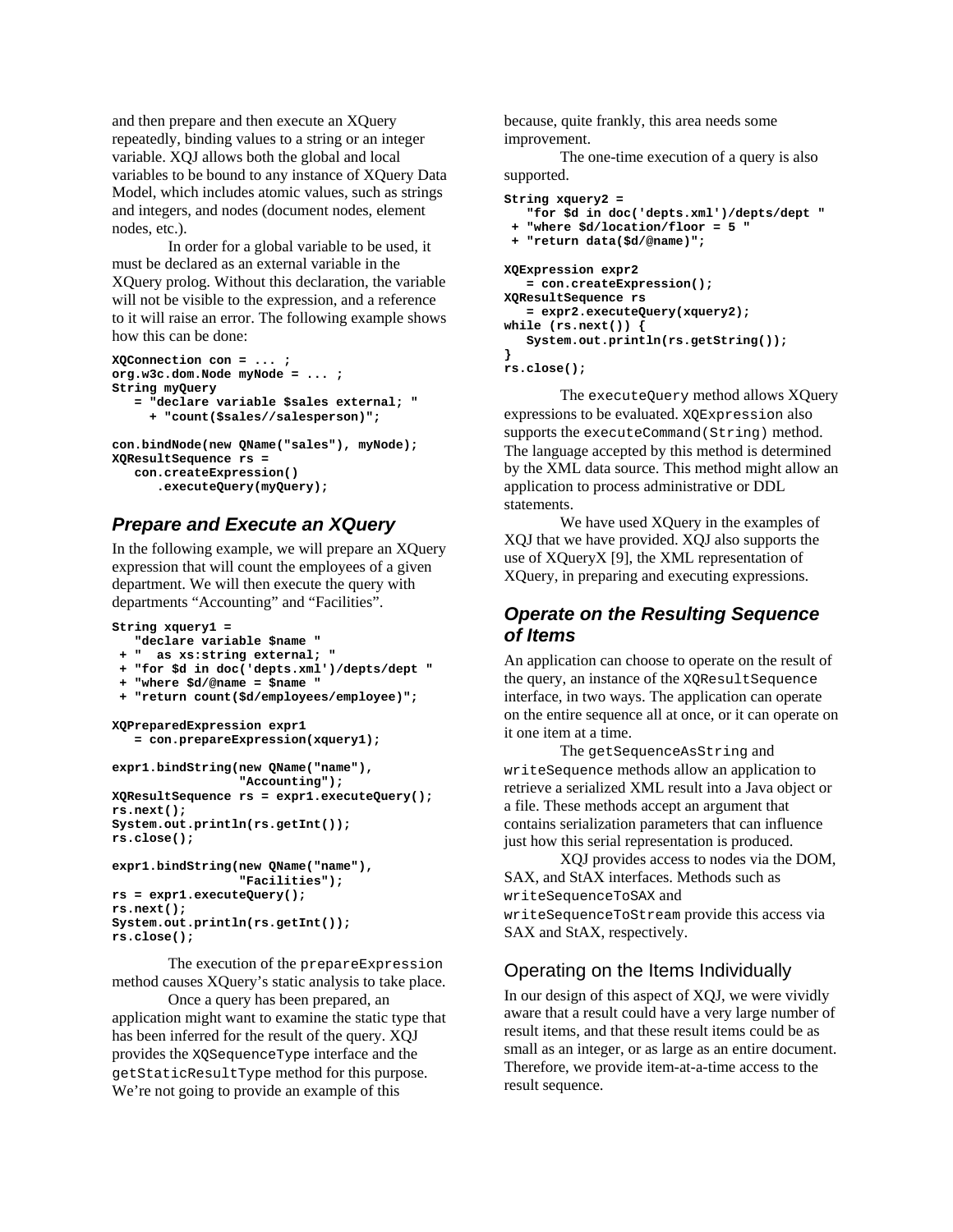and then prepare and then execute an XQuery repeatedly, binding values to a string or an integer variable. XQJ allows both the global and local variables to be bound to any instance of XQuery Data Model, which includes atomic values, such as strings and integers, and nodes (document nodes, element nodes, etc.).

In order for a global variable to be used, it must be declared as an external variable in the XQuery prolog. Without this declaration, the variable will not be visible to the expression, and a reference to it will raise an error. The following example shows how this can be done:

```
XQConnection con = ... ;
org.w3c.dom.Node myNode = ... ;
String myQuery
   = "declare variable $sales external; "
     + "count($sales//salesperson)";

con.bindNode(new QName("sales"), myNode);
XQResultSequence rs =
   con.createExpression()
      .executeQuery(myQuery);
```

### Prepare and Execute an XQuery

In the following example, we will prepare an XQuery expression that will count the employees of a given department. We will then execute the query with departments “Accounting” and “Facilities”.

```
String xquery1 =
   "declare variable $name "
 + "  as xs:string external; "
 + "for $d in doc('depts.xml')/depts/dept "
 + "where $d/@name = $name "
 + "return count($d/employees/employee)";

XQPreparedExpression expr1
   = con.prepareExpression(xquery1);

expr1.bindString(new QName("name"),
                 "Accounting");
XQResultSequence rs = expr1.executeQuery();
rs.next();
System.out.println(rs.getInt());
rs.close();

expr1.bindString(new QName("name"),
                 "Facilities");
rs = expr1.executeQuery();
rs.next();
System.out.println(rs.getInt());
rs.close();
```

The execution of the `prepareExpression` method causes XQuery’s static analysis to take place.

Once a query has been prepared, an application might want to examine the static type that has been inferred for the result of the query. XQJ provides the `XQSequenceType` interface and the `getStaticResultType` method for this purpose. We’re not going to provide an example of this because, quite frankly, this area needs some improvement.

The one-time execution of a query is also supported.

```
String xquery2 =
   "for $d in doc('depts.xml')/depts/dept "
 + "where $d/location/floor = 5 "
 + "return data($d/@name)";

XQExpression expr2
   = con.createExpression();
XQResultSequence rs
   = expr2.executeQuery(xquery2);
while (rs.next()) {
   System.out.println(rs.getString());
}
rs.close();
```

The `executeQuery` method allows XQuery expressions to be evaluated. `XQExpression` also supports the `executeCommand(String)` method. The language accepted by this method is determined by the XML data source. This method might allow an application to process administrative or DDL statements.

We have used XQuery in the examples of XQJ that we have provided. XQJ also supports the use of XQueryX [9], the XML representation of XQuery, in preparing and executing expressions.

### Operate on the Resulting Sequence of Items

An application can choose to operate on the result of the query, an instance of the `XQResultSequence` interface, in two ways. The application can operate on the entire sequence all at once, or it can operate on it one item at a time.

The `getSequenceAsString` and `writeSequence` methods allow an application to retrieve a serialized XML result into a Java object or a file. These methods accept an argument that contains serialization parameters that can influence just how this serial representation is produced.

XQJ provides access to nodes via the DOM, SAX, and StAX interfaces. Methods such as `writeSequenceToSAX` and `writeSequenceToStream` provide this access via SAX and StAX, respectively.

#### Operating on the Items Individually

In our design of this aspect of XQJ, we were vividly aware that a result could have a very large number of result items, and that these result items could be as small as an integer, or as large as an entire document. Therefore, we provide item-at-a-time access to the result sequence.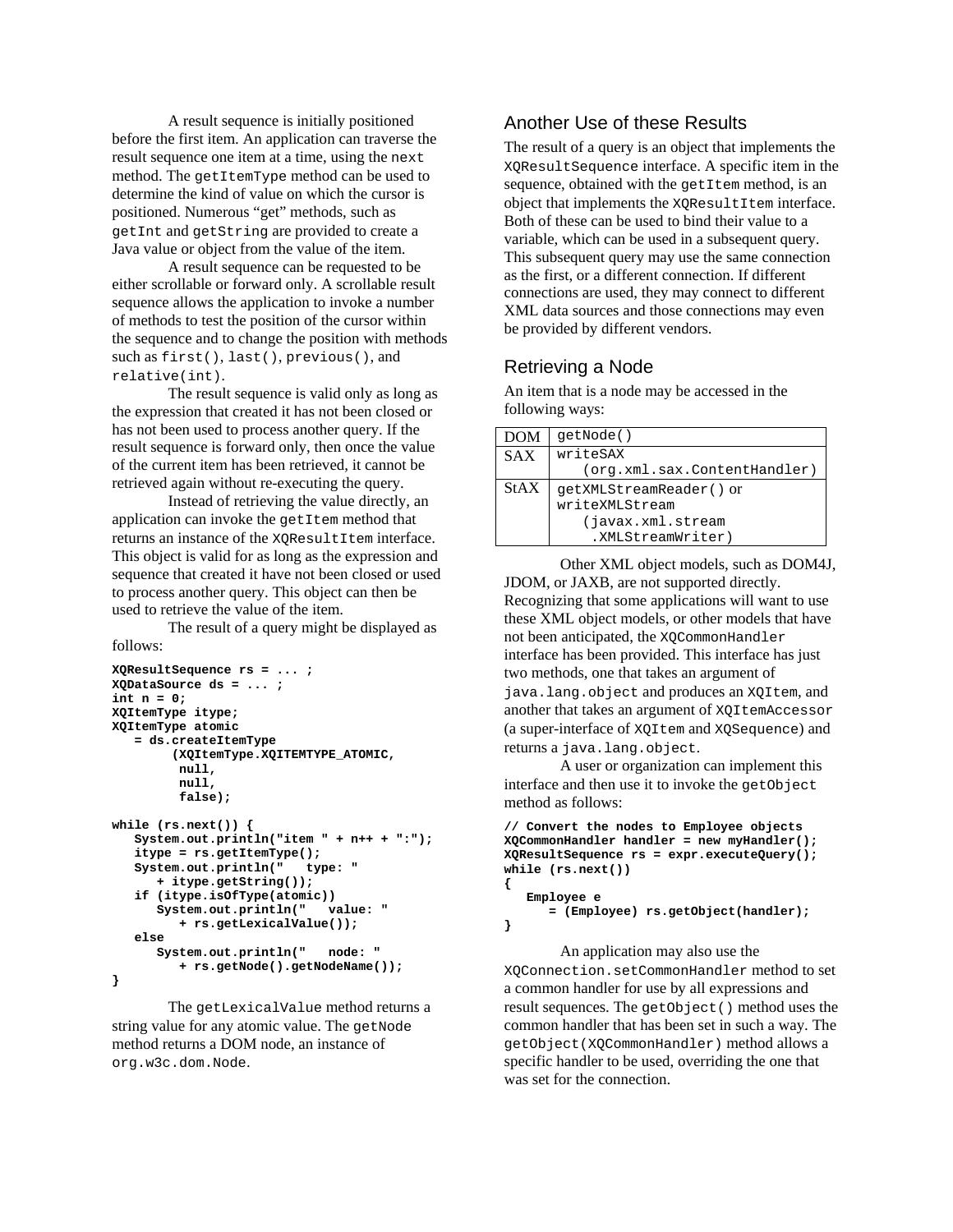A result sequence is initially positioned before the first item. An application can traverse the result sequence one item at a time, using the `next` method. The `getItemType` method can be used to determine the kind of value on which the cursor is positioned. Numerous "get" methods, such as `getInt` and `getString` are provided to create a Java value or object from the value of the item.

A result sequence can be requested to be either scrollable or forward only. A scrollable result sequence allows the application to invoke a number of methods to test the position of the cursor within the sequence and to change the position with methods such as `first()`, `last()`, `previous()`, and `relative(int)`.

The result sequence is valid only as long as the expression that created it has not been closed or has not been used to process another query. If the result sequence is forward only, then once the value of the current item has been retrieved, it cannot be retrieved again without re-executing the query.

Instead of retrieving the value directly, an application can invoke the `getItem` method that returns an instance of the `XQResultItem` interface. This object is valid for as long as the expression and sequence that created it have not been closed or used to process another query. This object can then be used to retrieve the value of the item.

The result of a query might be displayed as follows:

```
XQResultSequence rs = ... ;
XQDataSource ds = ... ;
int n = 0;
XQItemType itype;
XQItemType atomic
   = ds.createItemType
        (XQItemType.XQITEMTYPE_ATOMIC,
         null,
         null,
         false);

while (rs.next()) {
   System.out.println("item " + n++ + ":");
   itype = rs.getItemType();
   System.out.println("   type: "
      + itype.getString());
   if (itype.isOfType(atomic))
      System.out.println("   value: "
         + rs.getLexicalValue());
   else
      System.out.println("   node: "
         + rs.getNode().getNodeName());
}
```

The `getLexicalValue` method returns a string value for any atomic value. The `getNode` method returns a DOM node, an instance of `org.w3c.dom.Node`.

## Another Use of these Results

The result of a query is an object that implements the `XQResultSequence` interface. A specific item in the sequence, obtained with the `getItem` method, is an object that implements the `XQResultItem` interface. Both of these can be used to bind their value to a variable, which can be used in a subsequent query. This subsequent query may use the same connection as the first, or a different connection. If different connections are used, they may connect to different XML data sources and those connections may even be provided by different vendors.

## Retrieving a Node

An item that is a node may be accessed in the following ways:

| | |
|---|---|
| DOM | `getNode()` |
| SAX | `writeSAX (org.xml.sax.ContentHandler)` |
| StAX | `getXMLStreamReader()` or `writeXMLStream (javax.xml.stream .XMLStreamWriter)` |

Other XML object models, such as DOM4J, JDOM, or JAXB, are not supported directly. Recognizing that some applications will want to use these XML object models, or other models that have not been anticipated, the `XQCommonHandler` interface has been provided. This interface has just two methods, one that takes an argument of `java.lang.object` and produces an `XQItem`, and another that takes an argument of `XQItemAccessor` (a super-interface of `XQItem` and `XQSequence`) and returns a `java.lang.object`.

A user or organization can implement this interface and then use it to invoke the `getObject` method as follows:

```
// Convert the nodes to Employee objects
XQCommonHandler handler = new myHandler();
XQResultSequence rs = expr.executeQuery();
while (rs.next())
{
   Employee e
      = (Employee) rs.getObject(handler);
}
```

An application may also use the `XQConnection.setCommonHandler` method to set a common handler for use by all expressions and result sequences. The `getObject()` method uses the common handler that has been set in such a way. The `getObject(XQCommonHandler)` method allows a specific handler to be used, overriding the one that was set for the connection.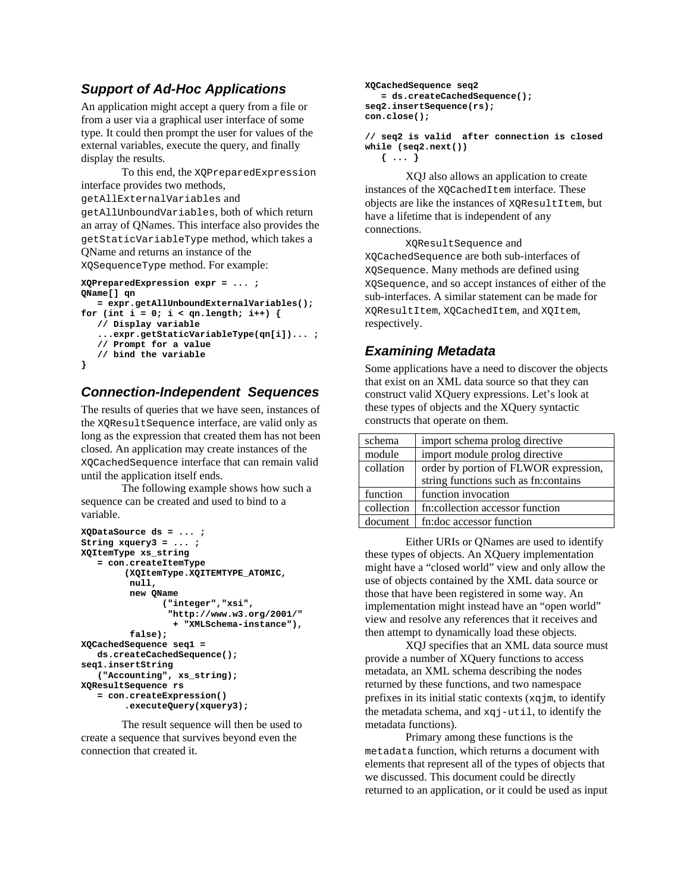### *Support of Ad-Hoc Applications*

An application might accept a query from a file or from a user via a graphical user interface of some type. It could then prompt the user for values of the external variables, execute the query, and finally display the results.

To this end, the `XQPreparedExpression` interface provides two methods, `getAllExternalVariables` and `getAllUnboundVariables`, both of which return an array of QNames. This interface also provides the `getStaticVariableType` method, which takes a QName and returns an instance of the `XQSequenceType` method. For example:

```
XQPreparedExpression expr = ... ;
QName[] qn
   = expr.getAllUnboundExternalVariables();
for (int i = 0; i < qn.length; i++) {
   // Display variable
   ...expr.getStaticVariableType(qn[i])... ;
   // Prompt for a value
   // bind the variable
}
```

### *Connection-Independent Sequences*

The results of queries that we have seen, instances of the `XQResultSequence` interface, are valid only as long as the expression that created them has not been closed. An application may create instances of the `XQCachedSequence` interface that can remain valid until the application itself ends.

The following example shows how such a sequence can be created and used to bind to a variable.

```
XQDataSource ds = ... ;
String xquery3 = ... ;
XQItemType xs_string
   = con.createItemType
        (XQItemType.XQITEMTYPE_ATOMIC,
         null,
         new QName
              ("integer","xsi",
               "http://www.w3.org/2001/"
                + "XMLSchema-instance"),
         false);
XQCachedSequence seq1 =
   ds.createCachedSequence();
seq1.insertString
   ("Accounting", xs_string);
XQResultSequence rs
   = con.createExpression()
        .executeQuery(xquery3);
```

The result sequence will then be used to create a sequence that survives beyond even the connection that created it.

```
XQCachedSequence seq2
   = ds.createCachedSequence();
seq2.insertSequence(rs);
con.close();

// seq2 is valid  after connection is closed
while (seq2.next())
   { ... }
```

XQJ also allows an application to create instances of the `XQCachedItem` interface. These objects are like the instances of `XQResultItem`, but have a lifetime that is independent of any connections.

`XQResultSequence` and `XQCachedSequence` are both sub-interfaces of `XQSequence`. Many methods are defined using `XQSequence`, and so accept instances of either of the sub-interfaces. A similar statement can be made for `XQResultItem`, `XQCachedItem`, and `XQItem`, respectively.

### *Examining Metadata*

Some applications have a need to discover the objects that exist on an XML data source so that they can construct valid XQuery expressions. Let's look at these types of objects and the XQuery syntactic constructs that operate on them.

| | |
|---|---|
| schema | import schema prolog directive |
| module | import module prolog directive |
| collation | order by portion of FLWOR expression, string functions such as fn:contains |
| function | function invocation |
| collection | fn:collection accessor function |
| document | fn:doc accessor function |

Either URIs or QNames are used to identify these types of objects. An XQuery implementation might have a "closed world" view and only allow the use of objects contained by the XML data source or those that have been registered in some way. An implementation might instead have an "open world" view and resolve any references that it receives and then attempt to dynamically load these objects.

XQJ specifies that an XML data source must provide a number of XQuery functions to access metadata, an XML schema describing the nodes returned by these functions, and two namespace prefixes in its initial static contexts (`xqjm`, to identify the metadata schema, and `xqj-util`, to identify the metadata functions).

Primary among these functions is the `metadata` function, which returns a document with elements that represent all of the types of objects that we discussed. This document could be directly returned to an application, or it could be used as input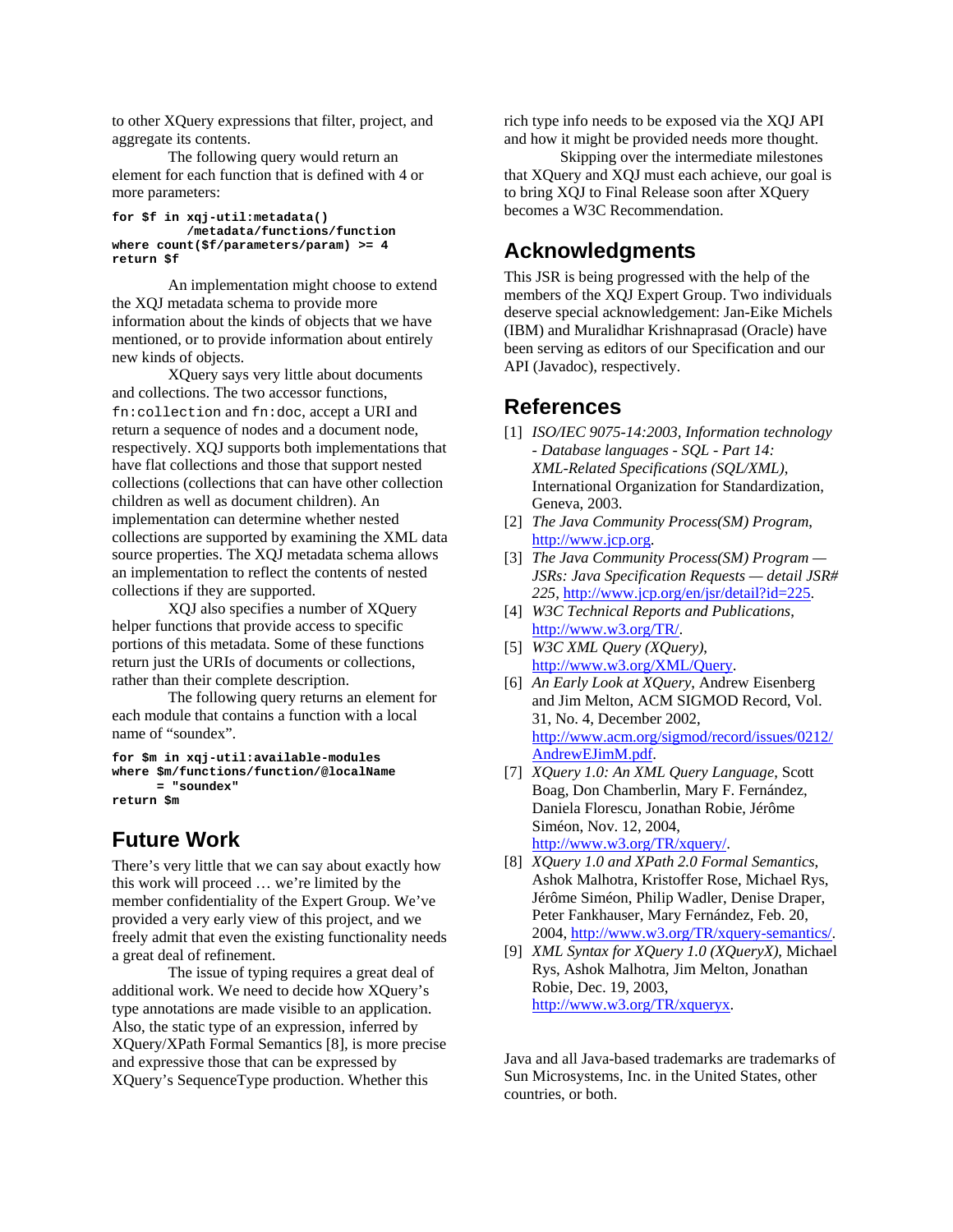to other XQuery expressions that filter, project, and aggregate its contents.

The following query would return an element for each function that is defined with 4 or more parameters:

```
for $f in xqj-util:metadata()
        /metadata/functions/function
where count($f/parameters/param) >= 4
return $f
```

An implementation might choose to extend the XQJ metadata schema to provide more information about the kinds of objects that we have mentioned, or to provide information about entirely new kinds of objects.

XQuery says very little about documents and collections. The two accessor functions, `fn:collection` and `fn:doc`, accept a URI and return a sequence of nodes and a document node, respectively. XQJ supports both implementations that have flat collections and those that support nested collections (collections that can have other collection children as well as document children). An implementation can determine whether nested collections are supported by examining the XML data source properties. The XQJ metadata schema allows an implementation to reflect the contents of nested collections if they are supported.

XQJ also specifies a number of XQuery helper functions that provide access to specific portions of this metadata. Some of these functions return just the URIs of documents or collections, rather than their complete description.

The following query returns an element for each module that contains a function with a local name of "soundex".

```
for $m in xqj-util:available-modules
where $m/functions/function/@localName
      = "soundex"
return $m
```

## Future Work

There's very little that we can say about exactly how this work will proceed … we're limited by the member confidentiality of the Expert Group. We've provided a very early view of this project, and we freely admit that even the existing functionality needs a great deal of refinement.

The issue of typing requires a great deal of additional work. We need to decide how XQuery's type annotations are made visible to an application. Also, the static type of an expression, inferred by XQuery/XPath Formal Semantics [8], is more precise and expressive those that can be expressed by XQuery's SequenceType production. Whether this rich type info needs to be exposed via the XQJ API and how it might be provided needs more thought.

Skipping over the intermediate milestones that XQuery and XQJ must each achieve, our goal is to bring XQJ to Final Release soon after XQuery becomes a W3C Recommendation.

## Acknowledgments

This JSR is being progressed with the help of the members of the XQJ Expert Group. Two individuals deserve special acknowledgement: Jan-Eike Michels (IBM) and Muralidhar Krishnaprasad (Oracle) have been serving as editors of our Specification and our API (Javadoc), respectively.

## References

[1] *ISO/IEC 9075-14:2003, Information technology - Database languages - SQL - Part 14: XML-Related Specifications (SQL/XML)*, International Organization for Standardization, Geneva, 2003.

[2] *The Java Community Process(SM) Program*, http://www.jcp.org.

[3] *The Java Community Process(SM) Program — JSRs: Java Specification Requests — detail JSR# 225*, http://www.jcp.org/en/jsr/detail?id=225.

[4] *W3C Technical Reports and Publications*, http://www.w3.org/TR/.

[5] *W3C XML Query (XQuery)*, http://www.w3.org/XML/Query.

[6] *An Early Look at XQuery*, Andrew Eisenberg and Jim Melton, ACM SIGMOD Record, Vol. 31, No. 4, December 2002, http://www.acm.org/sigmod/record/issues/0212/AndrewEJimM.pdf.

[7] *XQuery 1.0: An XML Query Language*, Scott Boag, Don Chamberlin, Mary F. Fernández, Daniela Florescu, Jonathan Robie, Jérôme Siméon, Nov. 12, 2004, http://www.w3.org/TR/xquery/.

[8] *XQuery 1.0 and XPath 2.0 Formal Semantics*, Ashok Malhotra, Kristoffer Rose, Michael Rys, Jérôme Siméon, Philip Wadler, Denise Draper, Peter Fankhauser, Mary Fernández, Feb. 20, 2004, http://www.w3.org/TR/xquery-semantics/.

[9] *XML Syntax for XQuery 1.0 (XQueryX)*, Michael Rys, Ashok Malhotra, Jim Melton, Jonathan Robie, Dec. 19, 2003, http://www.w3.org/TR/xqueryx.

Java and all Java-based trademarks are trademarks of Sun Microsystems, Inc. in the United States, other countries, or both.